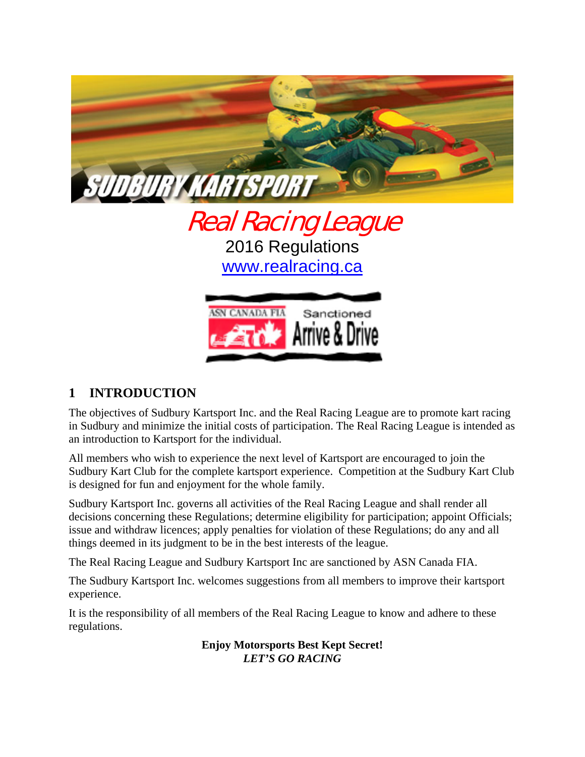SUDBURY KARTSPORT

# Real Racing League

2016 Regulations

www.realracing.ca

ASN CANADA FIA Sanctioned Arrive & Drive

## 1 INTRODUCTION

The objectives of Sudbury Kartsport Inc. and the Real Racing League are to promote kart racing in Sudbury and minimize the initial costs of participation. The Real Racing League is intended as an introduction to Kartsport for the individual.

All members who wish to experience the next level of Kartsport are encouraged to join the Sudbury Kart Club for the complete kartsport experience. Competition at the Sudbury Kart Club is designed for fun and enjoyment for the whole family.

Sudbury Kartsport Inc. governs all activities of the Real Racing League and shall render all decisions concerning these Regulations; determine eligibility for participation; appoint Officials; issue and withdraw licences; apply penalties for violation of these Regulations; do any and all things deemed in its judgment to be in the best interests of the league.

The Real Racing League and Sudbury Kartsport Inc are sanctioned by ASN Canada FIA.

The Sudbury Kartsport Inc. welcomes suggestions from all members to improve their kartsport experience.

It is the responsibility of all members of the Real Racing League to know and adhere to these regulations.

**Enjoy Motorsports Best Kept Secret!**
***LET'S GO RACING***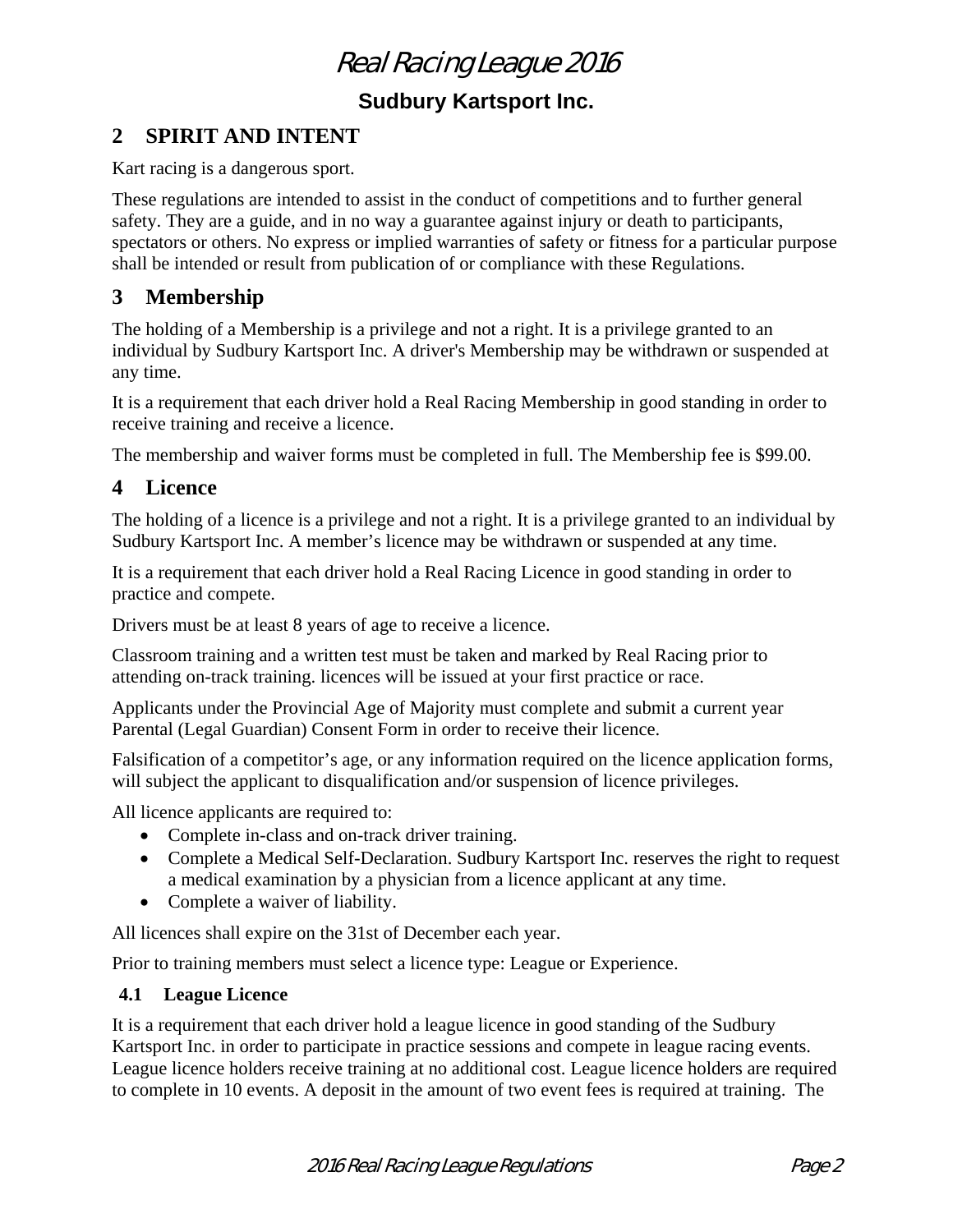## 2 SPIRIT AND INTENT

Kart racing is a dangerous sport.

These regulations are intended to assist in the conduct of competitions and to further general safety. They are a guide, and in no way a guarantee against injury or death to participants, spectators or others. No express or implied warranties of safety or fitness for a particular purpose shall be intended or result from publication of or compliance with these Regulations.

## 3 Membership

The holding of a Membership is a privilege and not a right. It is a privilege granted to an individual by Sudbury Kartsport Inc. A driver's Membership may be withdrawn or suspended at any time.

It is a requirement that each driver hold a Real Racing Membership in good standing in order to receive training and receive a licence.

The membership and waiver forms must be completed in full. The Membership fee is $99.00.

## 4 Licence

The holding of a licence is a privilege and not a right. It is a privilege granted to an individual by Sudbury Kartsport Inc. A member’s licence may be withdrawn or suspended at any time.

It is a requirement that each driver hold a Real Racing Licence in good standing in order to practice and compete.

Drivers must be at least 8 years of age to receive a licence.

Classroom training and a written test must be taken and marked by Real Racing prior to attending on-track training. licences will be issued at your first practice or race.

Applicants under the Provincial Age of Majority must complete and submit a current year Parental (Legal Guardian) Consent Form in order to receive their licence.

Falsification of a competitor’s age, or any information required on the licence application forms, will subject the applicant to disqualification and/or suspension of licence privileges.

All licence applicants are required to:

- Complete in-class and on-track driver training.
- Complete a Medical Self-Declaration. Sudbury Kartsport Inc. reserves the right to request a medical examination by a physician from a licence applicant at any time.
- Complete a waiver of liability.

All licences shall expire on the 31st of December each year.

Prior to training members must select a licence type: League or Experience.

### 4.1 League Licence

It is a requirement that each driver hold a league licence in good standing of the Sudbury Kartsport Inc. in order to participate in practice sessions and compete in league racing events. League licence holders receive training at no additional cost. League licence holders are required to complete in 10 events. A deposit in the amount of two event fees is required at training. The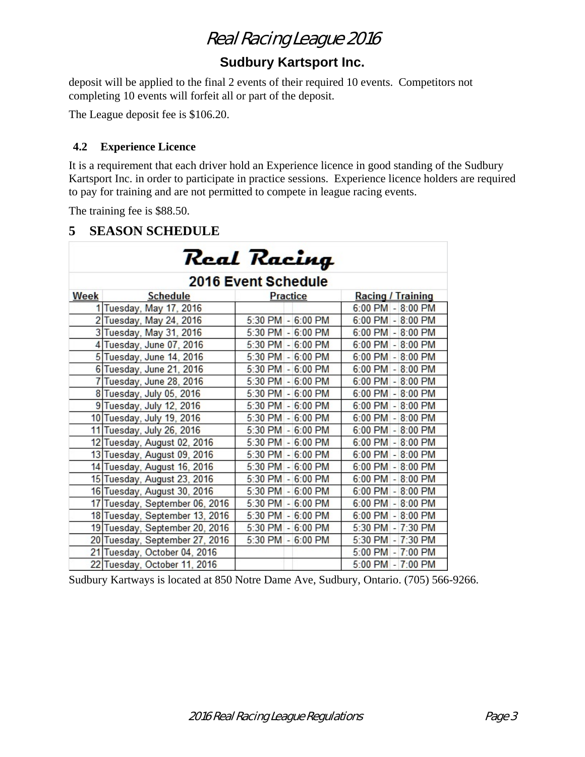deposit will be applied to the final 2 events of their required 10 events. Competitors not completing 10 events will forfeit all or part of the deposit.

The League deposit fee is $106.20.

### 4.2 Experience Licence

It is a requirement that each driver hold an Experience licence in good standing of the Sudbury Kartsport Inc. in order to participate in practice sessions. Experience licence holders are required to pay for training and are not permitted to compete in league racing events.

The training fee is $88.50.

## 5 SEASON SCHEDULE

**Real Racing**

**2016 Event Schedule**

| Week | Schedule | Practice | Racing / Training |
|---|---|---|---|
| 1 | Tuesday, May 17, 2016 | | 6:00 PM - 8:00 PM |
| 2 | Tuesday, May 24, 2016 | 5:30 PM - 6:00 PM | 6:00 PM - 8:00 PM |
| 3 | Tuesday, May 31, 2016 | 5:30 PM - 6:00 PM | 6:00 PM - 8:00 PM |
| 4 | Tuesday, June 07, 2016 | 5:30 PM - 6:00 PM | 6:00 PM - 8:00 PM |
| 5 | Tuesday, June 14, 2016 | 5:30 PM - 6:00 PM | 6:00 PM - 8:00 PM |
| 6 | Tuesday, June 21, 2016 | 5:30 PM - 6:00 PM | 6:00 PM - 8:00 PM |
| 7 | Tuesday, June 28, 2016 | 5:30 PM - 6:00 PM | 6:00 PM - 8:00 PM |
| 8 | Tuesday, July 05, 2016 | 5:30 PM - 6:00 PM | 6:00 PM - 8:00 PM |
| 9 | Tuesday, July 12, 2016 | 5:30 PM - 6:00 PM | 6:00 PM - 8:00 PM |
| 10 | Tuesday, July 19, 2016 | 5:30 PM - 6:00 PM | 6:00 PM - 8:00 PM |
| 11 | Tuesday, July 26, 2016 | 5:30 PM - 6:00 PM | 6:00 PM - 8:00 PM |
| 12 | Tuesday, August 02, 2016 | 5:30 PM - 6:00 PM | 6:00 PM - 8:00 PM |
| 13 | Tuesday, August 09, 2016 | 5:30 PM - 6:00 PM | 6:00 PM - 8:00 PM |
| 14 | Tuesday, August 16, 2016 | 5:30 PM - 6:00 PM | 6:00 PM - 8:00 PM |
| 15 | Tuesday, August 23, 2016 | 5:30 PM - 6:00 PM | 6:00 PM - 8:00 PM |
| 16 | Tuesday, August 30, 2016 | 5:30 PM - 6:00 PM | 6:00 PM - 8:00 PM |
| 17 | Tuesday, September 06, 2016 | 5:30 PM - 6:00 PM | 6:00 PM - 8:00 PM |
| 18 | Tuesday, September 13, 2016 | 5:30 PM - 6:00 PM | 6:00 PM - 8:00 PM |
| 19 | Tuesday, September 20, 2016 | 5:30 PM - 6:00 PM | 5:30 PM - 7:30 PM |
| 20 | Tuesday, September 27, 2016 | 5:30 PM - 6:00 PM | 5:30 PM - 7:30 PM |
| 21 | Tuesday, October 04, 2016 | | 5:00 PM - 7:00 PM |
| 22 | Tuesday, October 11, 2016 | | 5:00 PM - 7:00 PM |

Sudbury Kartways is located at 850 Notre Dame Ave, Sudbury, Ontario. (705) 566-9266.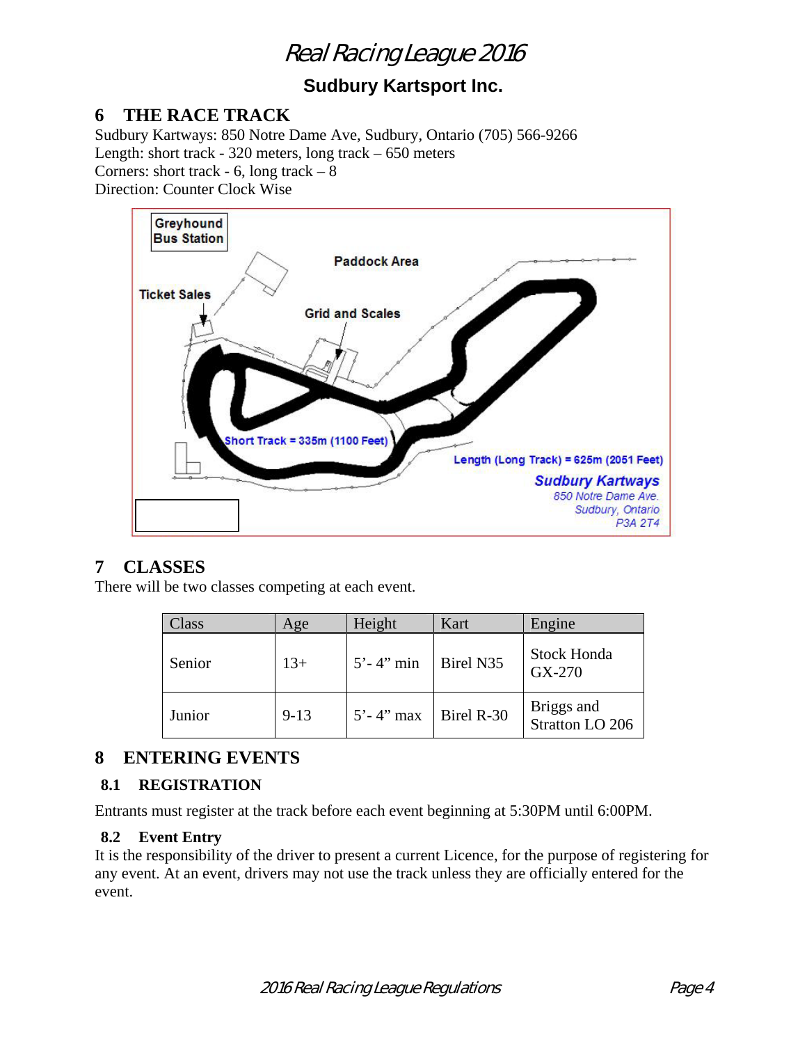# Real Racing League 2016

**Sudbury Kartsport Inc.**

## 6 THE RACE TRACK

Sudbury Kartways: 850 Notre Dame Ave, Sudbury, Ontario (705) 566-9266
Length: short track - 320 meters, long track – 650 meters
Corners: short track - 6, long track – 8
Direction: Counter Clock Wise

Greyhound Bus Station

Paddock Area

Ticket Sales

Grid and Scales

Short Track = 335m (1100 Feet)

Length (Long Track) = 625m (2051 Feet)

*Sudbury Kartways*
*850 Notre Dame Ave.*
*Sudbury, Ontario*
*P3A 2T4*

## 7 CLASSES

There will be two classes competing at each event.

| Class | Age | Height | Kart | Engine |
|---|---|---|---|---|
| Senior | 13+ | 5'- 4" min | Birel N35 | Stock Honda GX-270 |
| Junior | 9-13 | 5'- 4" max | Birel R-30 | Briggs and Stratton LO 206 |

## 8 ENTERING EVENTS

### 8.1 REGISTRATION

Entrants must register at the track before each event beginning at 5:30PM until 6:00PM.

### 8.2 Event Entry

It is the responsibility of the driver to present a current Licence, for the purpose of registering for any event. At an event, drivers may not use the track unless they are officially entered for the event.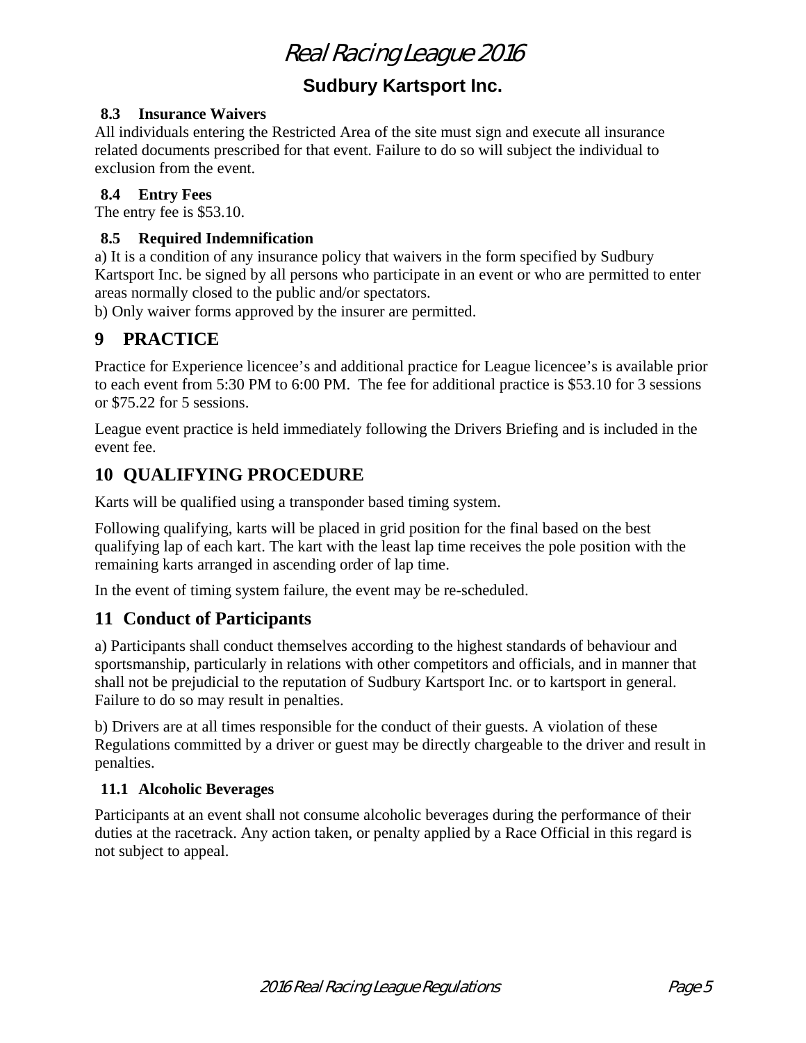### 8.3 Insurance Waivers

All individuals entering the Restricted Area of the site must sign and execute all insurance related documents prescribed for that event. Failure to do so will subject the individual to exclusion from the event.

### 8.4 Entry Fees

The entry fee is $53.10.

### 8.5 Required Indemnification

a) It is a condition of any insurance policy that waivers in the form specified by Sudbury Kartsport Inc. be signed by all persons who participate in an event or who are permitted to enter areas normally closed to the public and/or spectators.

b) Only waiver forms approved by the insurer are permitted.

## 9 PRACTICE

Practice for Experience licencee's and additional practice for League licencee's is available prior to each event from 5:30 PM to 6:00 PM. The fee for additional practice is $53.10 for 3 sessions or $75.22 for 5 sessions.

League event practice is held immediately following the Drivers Briefing and is included in the event fee.

## 10 QUALIFYING PROCEDURE

Karts will be qualified using a transponder based timing system.

Following qualifying, karts will be placed in grid position for the final based on the best qualifying lap of each kart. The kart with the least lap time receives the pole position with the remaining karts arranged in ascending order of lap time.

In the event of timing system failure, the event may be re-scheduled.

## 11 Conduct of Participants

a) Participants shall conduct themselves according to the highest standards of behaviour and sportsmanship, particularly in relations with other competitors and officials, and in manner that shall not be prejudicial to the reputation of Sudbury Kartsport Inc. or to kartsport in general. Failure to do so may result in penalties.

b) Drivers are at all times responsible for the conduct of their guests. A violation of these Regulations committed by a driver or guest may be directly chargeable to the driver and result in penalties.

### 11.1 Alcoholic Beverages

Participants at an event shall not consume alcoholic beverages during the performance of their duties at the racetrack. Any action taken, or penalty applied by a Race Official in this regard is not subject to appeal.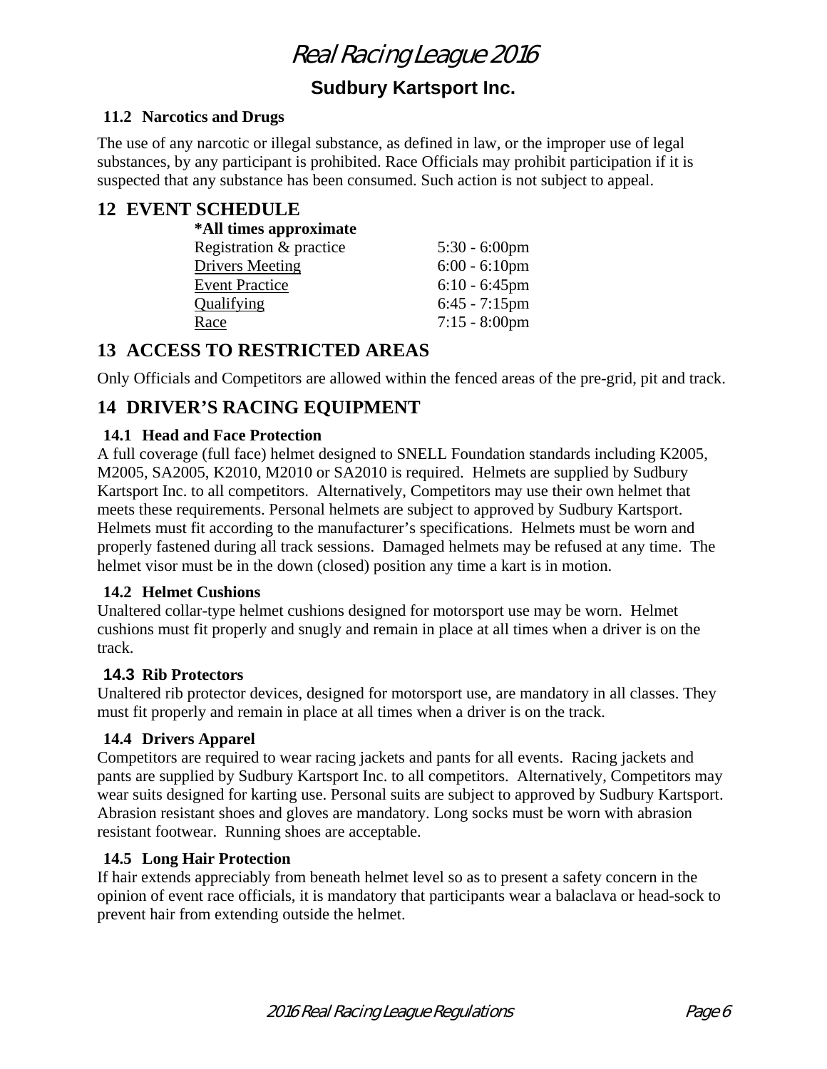### 11.2 Narcotics and Drugs

The use of any narcotic or illegal substance, as defined in law, or the improper use of legal substances, by any participant is prohibited. Race Officials may prohibit participation if it is suspected that any substance has been consumed. Such action is not subject to appeal.

## 12 EVENT SCHEDULE

**\*All times approximate**

| | |
|---|---|
| Registration & practice | 5:30 - 6:00pm |
| Drivers Meeting | 6:00 - 6:10pm |
| Event Practice | 6:10 - 6:45pm |
| Qualifying | 6:45 - 7:15pm |
| Race | 7:15 - 8:00pm |

## 13 ACCESS TO RESTRICTED AREAS

Only Officials and Competitors are allowed within the fenced areas of the pre-grid, pit and track.

## 14 DRIVER'S RACING EQUIPMENT

### 14.1 Head and Face Protection

A full coverage (full face) helmet designed to SNELL Foundation standards including K2005, M2005, SA2005, K2010, M2010 or SA2010 is required. Helmets are supplied by Sudbury Kartsport Inc. to all competitors. Alternatively, Competitors may use their own helmet that meets these requirements. Personal helmets are subject to approved by Sudbury Kartsport. Helmets must fit according to the manufacturer's specifications. Helmets must be worn and properly fastened during all track sessions. Damaged helmets may be refused at any time. The helmet visor must be in the down (closed) position any time a kart is in motion.

### 14.2 Helmet Cushions

Unaltered collar-type helmet cushions designed for motorsport use may be worn. Helmet cushions must fit properly and snugly and remain in place at all times when a driver is on the track.

### 14.3 Rib Protectors

Unaltered rib protector devices, designed for motorsport use, are mandatory in all classes. They must fit properly and remain in place at all times when a driver is on the track.

### 14.4 Drivers Apparel

Competitors are required to wear racing jackets and pants for all events. Racing jackets and pants are supplied by Sudbury Kartsport Inc. to all competitors. Alternatively, Competitors may wear suits designed for karting use. Personal suits are subject to approved by Sudbury Kartsport. Abrasion resistant shoes and gloves are mandatory. Long socks must be worn with abrasion resistant footwear. Running shoes are acceptable.

### 14.5 Long Hair Protection

If hair extends appreciably from beneath helmet level so as to present a safety concern in the opinion of event race officials, it is mandatory that participants wear a balaclava or head-sock to prevent hair from extending outside the helmet.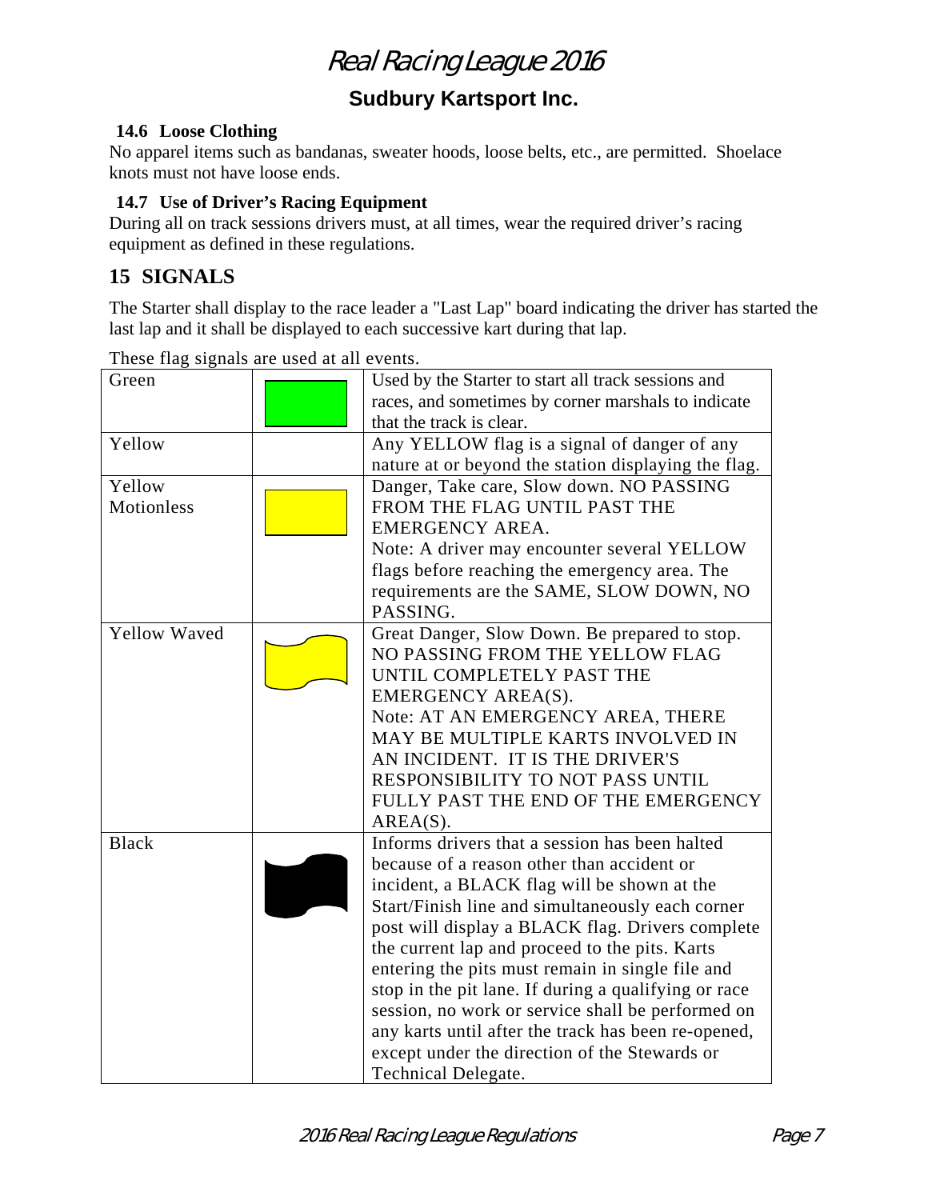### 14.6 Loose Clothing

No apparel items such as bandanas, sweater hoods, loose belts, etc., are permitted. Shoelace knots must not have loose ends.

### 14.7 Use of Driver's Racing Equipment

During all on track sessions drivers must, at all times, wear the required driver's racing equipment as defined in these regulations.

## 15 SIGNALS

The Starter shall display to the race leader a "Last Lap" board indicating the driver has started the last lap and it shall be displayed to each successive kart during that lap.

These flag signals are used at all events.

| Flag | | Meaning |
|---|---|---|
| Green | | Used by the Starter to start all track sessions and races, and sometimes by corner marshals to indicate that the track is clear. |
| Yellow | | Any YELLOW flag is a signal of danger of any nature at or beyond the station displaying the flag. |
| Yellow Motionless | | Danger, Take care, Slow down. NO PASSING FROM THE FLAG UNTIL PAST THE EMERGENCY AREA.<br>Note: A driver may encounter several YELLOW flags before reaching the emergency area. The requirements are the SAME, SLOW DOWN, NO PASSING. |
| Yellow Waved | | Great Danger, Slow Down. Be prepared to stop. NO PASSING FROM THE YELLOW FLAG UNTIL COMPLETELY PAST THE EMERGENCY AREA(S).<br>Note: AT AN EMERGENCY AREA, THERE MAY BE MULTIPLE KARTS INVOLVED IN AN INCIDENT. IT IS THE DRIVER'S RESPONSIBILITY TO NOT PASS UNTIL FULLY PAST THE END OF THE EMERGENCY AREA(S). |
| Black | | Informs drivers that a session has been halted because of a reason other than accident or incident, a BLACK flag will be shown at the Start/Finish line and simultaneously each corner post will display a BLACK flag. Drivers complete the current lap and proceed to the pits. Karts entering the pits must remain in single file and stop in the pit lane. If during a qualifying or race session, no work or service shall be performed on any karts until after the track has been re-opened, except under the direction of the Stewards or Technical Delegate. |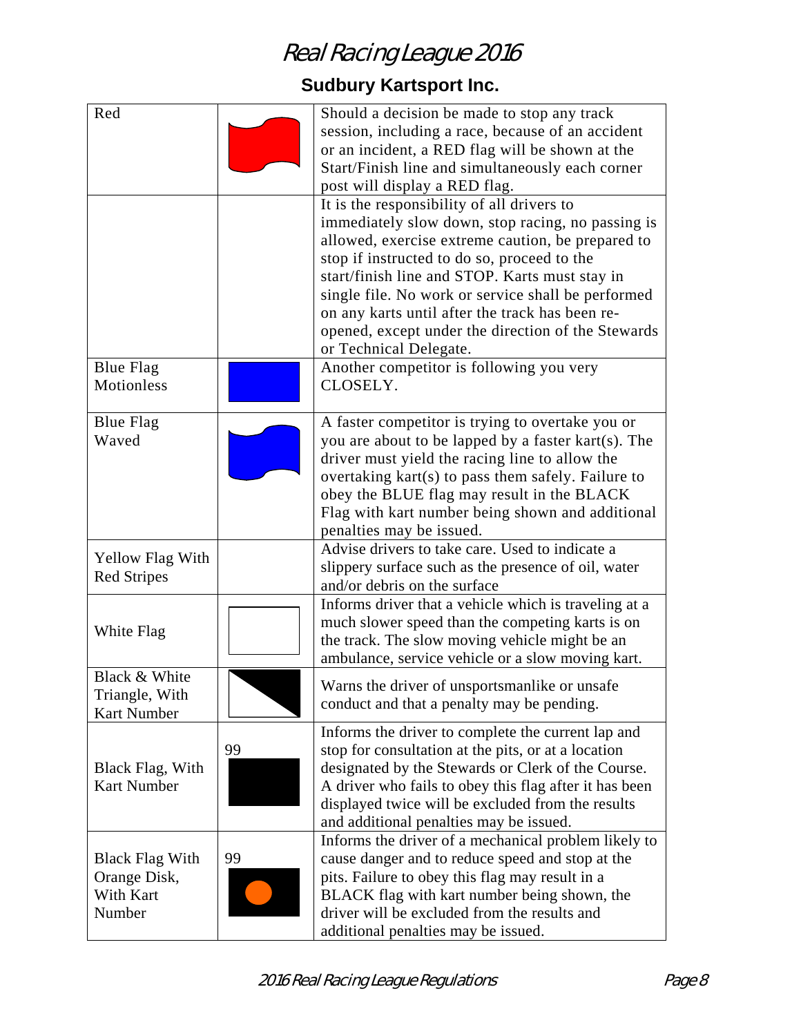| Red | | Should a decision be made to stop any track session, including a race, because of an accident or an incident, a RED flag will be shown at the Start/Finish line and simultaneously each corner post will display a RED flag. |
|---|---|---|
| | | It is the responsibility of all drivers to immediately slow down, stop racing, no passing is allowed, exercise extreme caution, be prepared to stop if instructed to do so, proceed to the start/finish line and STOP. Karts must stay in single file. No work or service shall be performed on any karts until after the track has been re-opened, except under the direction of the Stewards or Technical Delegate. |
| Blue Flag Motionless | | Another competitor is following you very CLOSELY. |
| Blue Flag Waved | | A faster competitor is trying to overtake you or you are about to be lapped by a faster kart(s). The driver must yield the racing line to allow the overtaking kart(s) to pass them safely. Failure to obey the BLUE flag may result in the BLACK Flag with kart number being shown and additional penalties may be issued. |
| Yellow Flag With Red Stripes | | Advise drivers to take care. Used to indicate a slippery surface such as the presence of oil, water and/or debris on the surface |
| White Flag | | Informs driver that a vehicle which is traveling at a much slower speed than the competing karts is on the track. The slow moving vehicle might be an ambulance, service vehicle or a slow moving kart. |
| Black & White Triangle, With Kart Number | | Warns the driver of unsportsmanlike or unsafe conduct and that a penalty may be pending. |
| Black Flag, With Kart Number | 99 | Informs the driver to complete the current lap and stop for consultation at the pits, or at a location designated by the Stewards or Clerk of the Course. A driver who fails to obey this flag after it has been displayed twice will be excluded from the results and additional penalties may be issued. |
| Black Flag With Orange Disk, With Kart Number | 99 | Informs the driver of a mechanical problem likely to cause danger and to reduce speed and stop at the pits. Failure to obey this flag may result in a BLACK flag with kart number being shown, the driver will be excluded from the results and additional penalties may be issued. |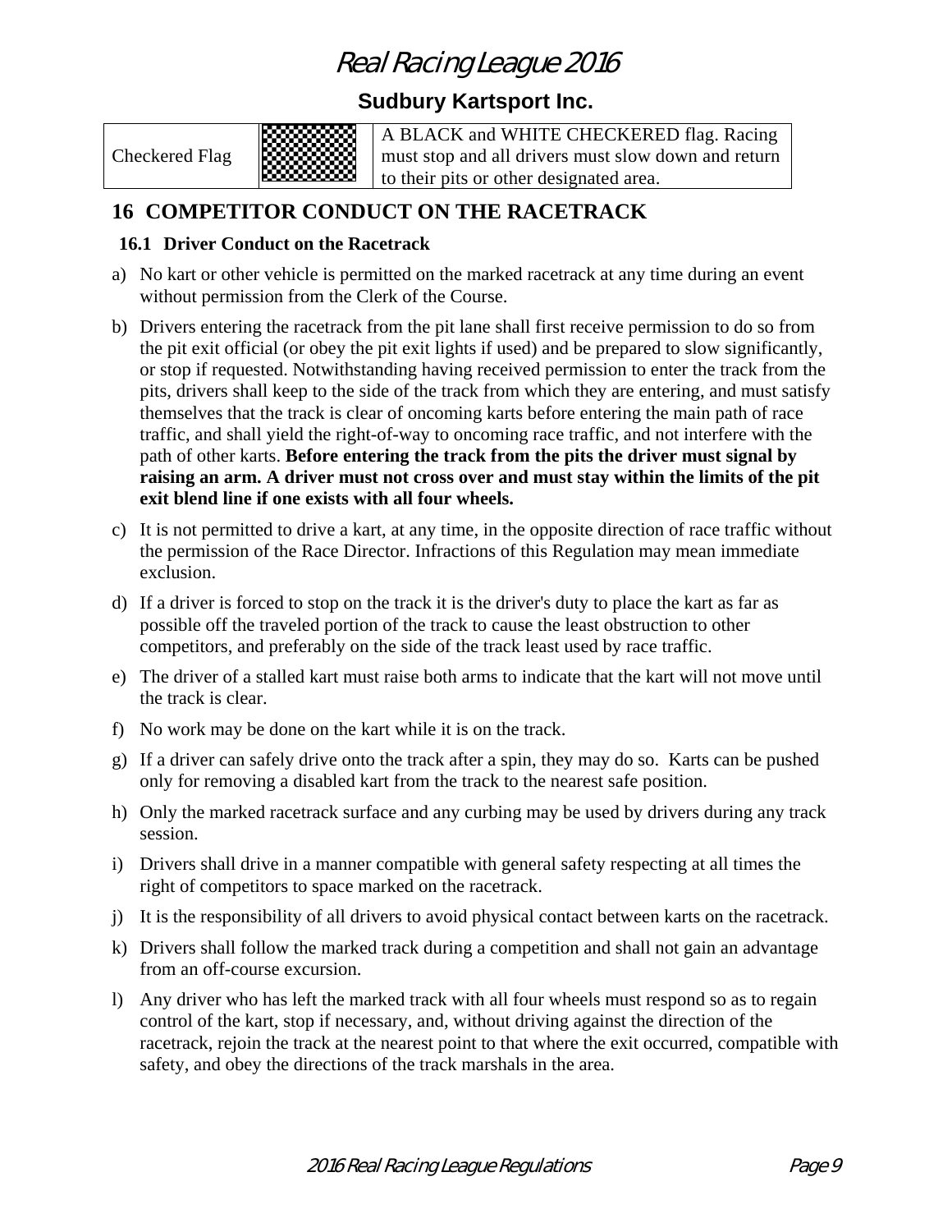| Checkered Flag | | A BLACK and WHITE CHECKERED flag. Racing must stop and all drivers must slow down and return to their pits or other designated area. |
|---|---|---|

# 16 COMPETITOR CONDUCT ON THE RACETRACK

## 16.1 Driver Conduct on the Racetrack

a) No kart or other vehicle is permitted on the marked racetrack at any time during an event without permission from the Clerk of the Course.

b) Drivers entering the racetrack from the pit lane shall first receive permission to do so from the pit exit official (or obey the pit exit lights if used) and be prepared to slow significantly, or stop if requested. Notwithstanding having received permission to enter the track from the pits, drivers shall keep to the side of the track from which they are entering, and must satisfy themselves that the track is clear of oncoming karts before entering the main path of race traffic, and shall yield the right-of-way to oncoming race traffic, and not interfere with the path of other karts. **Before entering the track from the pits the driver must signal by raising an arm. A driver must not cross over and must stay within the limits of the pit exit blend line if one exists with all four wheels.**

c) It is not permitted to drive a kart, at any time, in the opposite direction of race traffic without the permission of the Race Director. Infractions of this Regulation may mean immediate exclusion.

d) If a driver is forced to stop on the track it is the driver's duty to place the kart as far as possible off the traveled portion of the track to cause the least obstruction to other competitors, and preferably on the side of the track least used by race traffic.

e) The driver of a stalled kart must raise both arms to indicate that the kart will not move until the track is clear.

f) No work may be done on the kart while it is on the track.

g) If a driver can safely drive onto the track after a spin, they may do so. Karts can be pushed only for removing a disabled kart from the track to the nearest safe position.

h) Only the marked racetrack surface and any curbing may be used by drivers during any track session.

i) Drivers shall drive in a manner compatible with general safety respecting at all times the right of competitors to space marked on the racetrack.

j) It is the responsibility of all drivers to avoid physical contact between karts on the racetrack.

k) Drivers shall follow the marked track during a competition and shall not gain an advantage from an off-course excursion.

l) Any driver who has left the marked track with all four wheels must respond so as to regain control of the kart, stop if necessary, and, without driving against the direction of the racetrack, rejoin the track at the nearest point to that where the exit occurred, compatible with safety, and obey the directions of the track marshals in the area.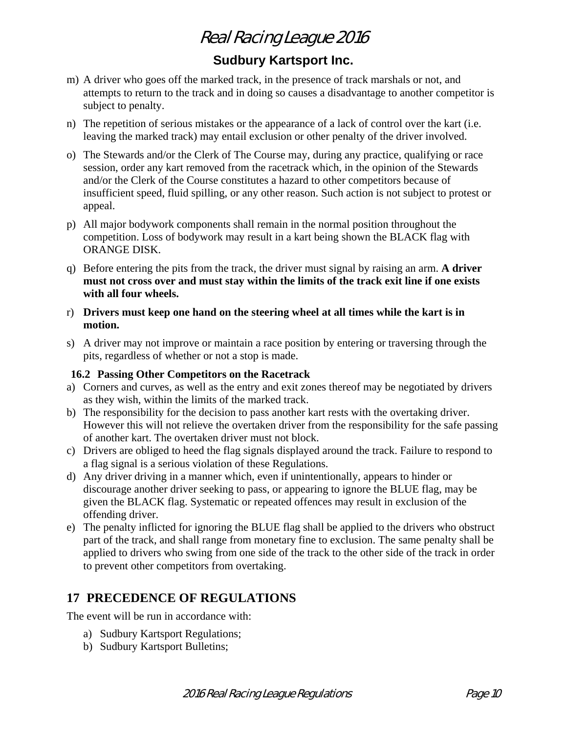m) A driver who goes off the marked track, in the presence of track marshals or not, and attempts to return to the track and in doing so causes a disadvantage to another competitor is subject to penalty.

n) The repetition of serious mistakes or the appearance of a lack of control over the kart (i.e. leaving the marked track) may entail exclusion or other penalty of the driver involved.

o) The Stewards and/or the Clerk of The Course may, during any practice, qualifying or race session, order any kart removed from the racetrack which, in the opinion of the Stewards and/or the Clerk of the Course constitutes a hazard to other competitors because of insufficient speed, fluid spilling, or any other reason. Such action is not subject to protest or appeal.

p) All major bodywork components shall remain in the normal position throughout the competition. Loss of bodywork may result in a kart being shown the BLACK flag with ORANGE DISK.

q) Before entering the pits from the track, the driver must signal by raising an arm. **A driver must not cross over and must stay within the limits of the track exit line if one exists with all four wheels.**

r) **Drivers must keep one hand on the steering wheel at all times while the kart is in motion.**

s) A driver may not improve or maintain a race position by entering or traversing through the pits, regardless of whether or not a stop is made.

### 16.2 Passing Other Competitors on the Racetrack

a) Corners and curves, as well as the entry and exit zones thereof may be negotiated by drivers as they wish, within the limits of the marked track.
b) The responsibility for the decision to pass another kart rests with the overtaking driver. However this will not relieve the overtaken driver from the responsibility for the safe passing of another kart. The overtaken driver must not block.
c) Drivers are obliged to heed the flag signals displayed around the track. Failure to respond to a flag signal is a serious violation of these Regulations.
d) Any driver driving in a manner which, even if unintentionally, appears to hinder or discourage another driver seeking to pass, or appearing to ignore the BLUE flag, may be given the BLACK flag. Systematic or repeated offences may result in exclusion of the offending driver.
e) The penalty inflicted for ignoring the BLUE flag shall be applied to the drivers who obstruct part of the track, and shall range from monetary fine to exclusion. The same penalty shall be applied to drivers who swing from one side of the track to the other side of the track in order to prevent other competitors from overtaking.

## 17 PRECEDENCE OF REGULATIONS

The event will be run in accordance with:

a) Sudbury Kartsport Regulations;
b) Sudbury Kartsport Bulletins;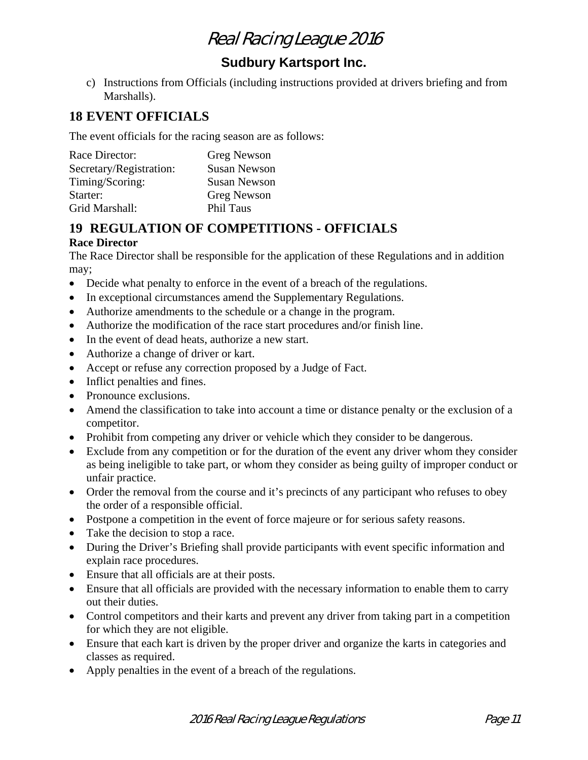c) Instructions from Officials (including instructions provided at drivers briefing and from Marshalls).

## 18 EVENT OFFICIALS

The event officials for the racing season are as follows:

| | |
|---|---|
| Race Director: | Greg Newson |
| Secretary/Registration: | Susan Newson |
| Timing/Scoring: | Susan Newson |
| Starter: | Greg Newson |
| Grid Marshall: | Phil Taus |

## 19 REGULATION OF COMPETITIONS - OFFICIALS

**Race Director**

The Race Director shall be responsible for the application of these Regulations and in addition may;

- Decide what penalty to enforce in the event of a breach of the regulations.
- In exceptional circumstances amend the Supplementary Regulations.
- Authorize amendments to the schedule or a change in the program.
- Authorize the modification of the race start procedures and/or finish line.
- In the event of dead heats, authorize a new start.
- Authorize a change of driver or kart.
- Accept or refuse any correction proposed by a Judge of Fact.
- Inflict penalties and fines.
- Pronounce exclusions.
- Amend the classification to take into account a time or distance penalty or the exclusion of a competitor.
- Prohibit from competing any driver or vehicle which they consider to be dangerous.
- Exclude from any competition or for the duration of the event any driver whom they consider as being ineligible to take part, or whom they consider as being guilty of improper conduct or unfair practice.
- Order the removal from the course and it's precincts of any participant who refuses to obey the order of a responsible official.
- Postpone a competition in the event of force majeure or for serious safety reasons.
- Take the decision to stop a race.
- During the Driver's Briefing shall provide participants with event specific information and explain race procedures.
- Ensure that all officials are at their posts.
- Ensure that all officials are provided with the necessary information to enable them to carry out their duties.
- Control competitors and their karts and prevent any driver from taking part in a competition for which they are not eligible.
- Ensure that each kart is driven by the proper driver and organize the karts in categories and classes as required.
- Apply penalties in the event of a breach of the regulations.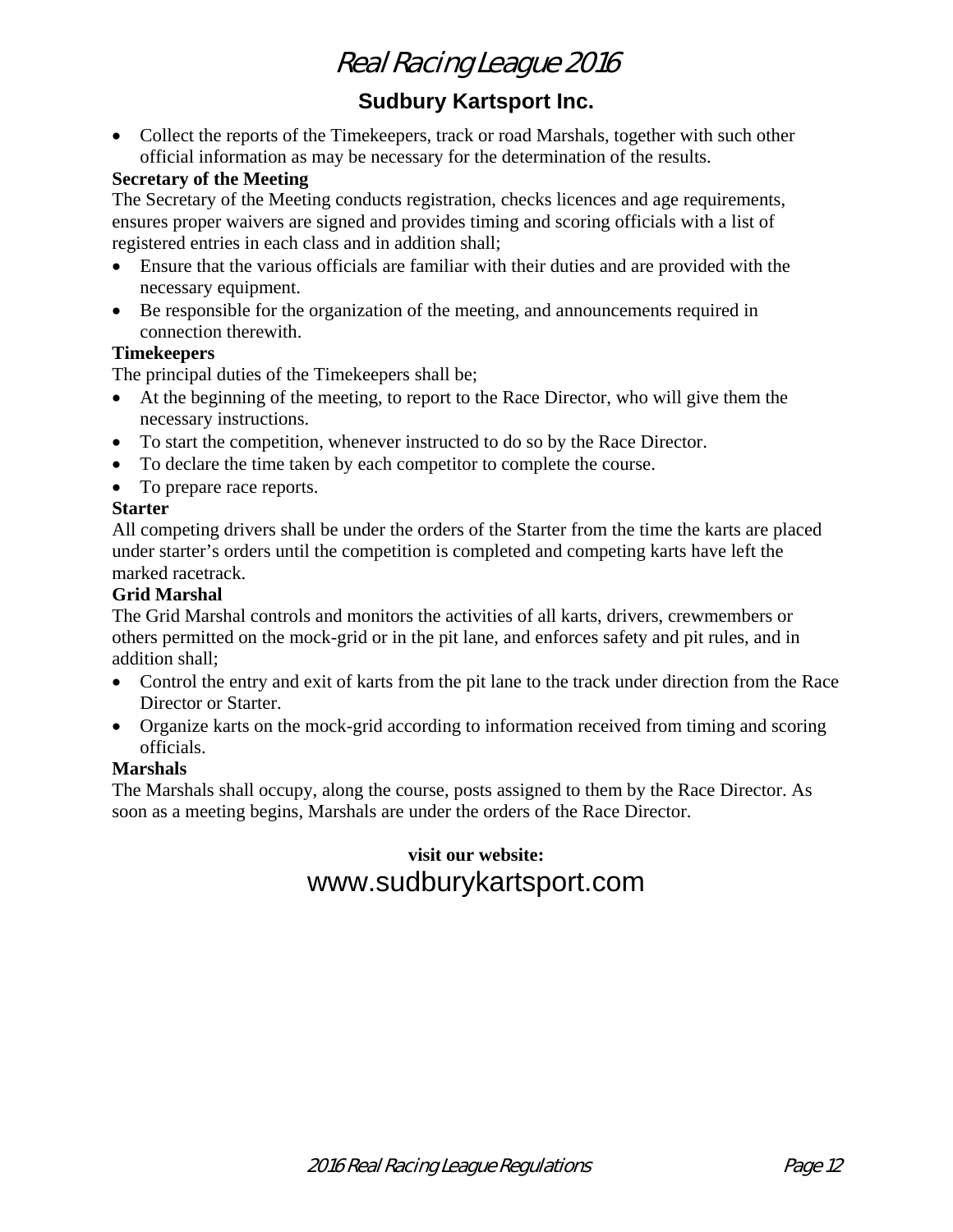- Collect the reports of the Timekeepers, track or road Marshals, together with such other official information as may be necessary for the determination of the results.

**Secretary of the Meeting**

The Secretary of the Meeting conducts registration, checks licences and age requirements, ensures proper waivers are signed and provides timing and scoring officials with a list of registered entries in each class and in addition shall;

- Ensure that the various officials are familiar with their duties and are provided with the necessary equipment.
- Be responsible for the organization of the meeting, and announcements required in connection therewith.

**Timekeepers**

The principal duties of the Timekeepers shall be;

- At the beginning of the meeting, to report to the Race Director, who will give them the necessary instructions.
- To start the competition, whenever instructed to do so by the Race Director.
- To declare the time taken by each competitor to complete the course.
- To prepare race reports.

**Starter**

All competing drivers shall be under the orders of the Starter from the time the karts are placed under starter's orders until the competition is completed and competing karts have left the marked racetrack.

**Grid Marshal**

The Grid Marshal controls and monitors the activities of all karts, drivers, crewmembers or others permitted on the mock-grid or in the pit lane, and enforces safety and pit rules, and in addition shall;

- Control the entry and exit of karts from the pit lane to the track under direction from the Race Director or Starter.
- Organize karts on the mock-grid according to information received from timing and scoring officials.

**Marshals**

The Marshals shall occupy, along the course, posts assigned to them by the Race Director. As soon as a meeting begins, Marshals are under the orders of the Race Director.

**visit our website:**

www.sudburykartsport.com